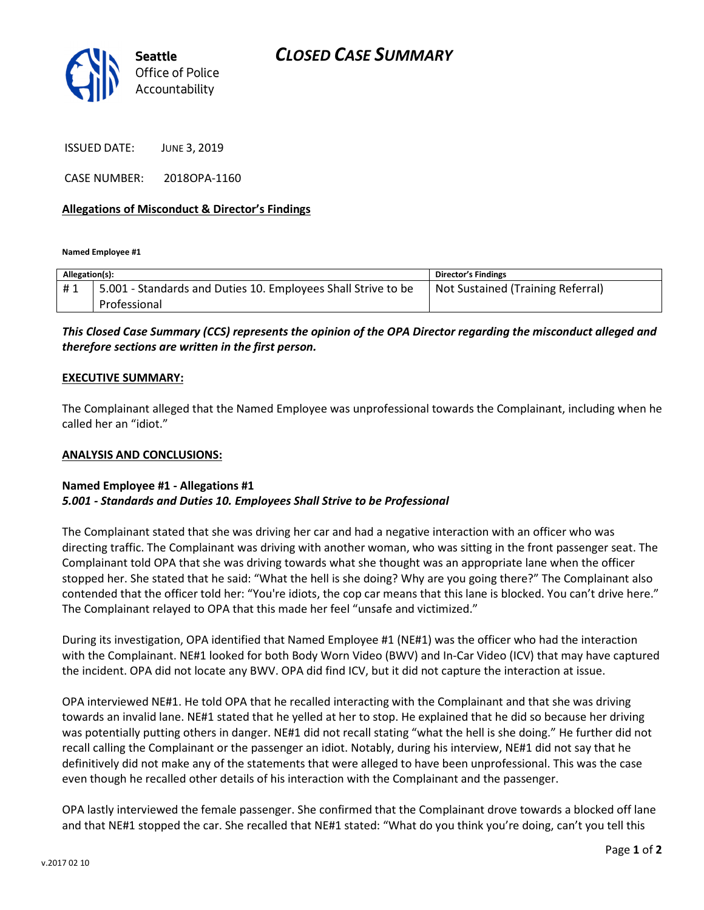# CLOSED CASE SUMMARY

Seattle Office of Police Accountability

ISSUED DATE: JUNE 3, 2019

CASE NUMBER: 2018OPA-1160

**Allegations of Misconduct & Director's Findings**

**Named Employee #1**

| Allegation(s): | | Director's Findings |
|---|---|---|
| # 1 | 5.001 - Standards and Duties 10. Employees Shall Strive to be Professional | Not Sustained (Training Referral) |

***This Closed Case Summary (CCS) represents the opinion of the OPA Director regarding the misconduct alleged and therefore sections are written in the first person.***

**EXECUTIVE SUMMARY:**

The Complainant alleged that the Named Employee was unprofessional towards the Complainant, including when he called her an "idiot."

**ANALYSIS AND CONCLUSIONS:**

**Named Employee #1 - Allegations #1**
***5.001 - Standards and Duties 10. Employees Shall Strive to be Professional***

The Complainant stated that she was driving her car and had a negative interaction with an officer who was directing traffic. The Complainant was driving with another woman, who was sitting in the front passenger seat. The Complainant told OPA that she was driving towards what she thought was an appropriate lane when the officer stopped her. She stated that he said: "What the hell is she doing? Why are you going there?" The Complainant also contended that the officer told her: "You're idiots, the cop car means that this lane is blocked. You can't drive here." The Complainant relayed to OPA that this made her feel "unsafe and victimized."

During its investigation, OPA identified that Named Employee #1 (NE#1) was the officer who had the interaction with the Complainant. NE#1 looked for both Body Worn Video (BWV) and In-Car Video (ICV) that may have captured the incident. OPA did not locate any BWV. OPA did find ICV, but it did not capture the interaction at issue.

OPA interviewed NE#1. He told OPA that he recalled interacting with the Complainant and that she was driving towards an invalid lane. NE#1 stated that he yelled at her to stop. He explained that he did so because her driving was potentially putting others in danger. NE#1 did not recall stating "what the hell is she doing." He further did not recall calling the Complainant or the passenger an idiot. Notably, during his interview, NE#1 did not say that he definitively did not make any of the statements that were alleged to have been unprofessional. This was the case even though he recalled other details of his interaction with the Complainant and the passenger.

OPA lastly interviewed the female passenger. She confirmed that the Complainant drove towards a blocked off lane and that NE#1 stopped the car. She recalled that NE#1 stated: "What do you think you're doing, can't you tell this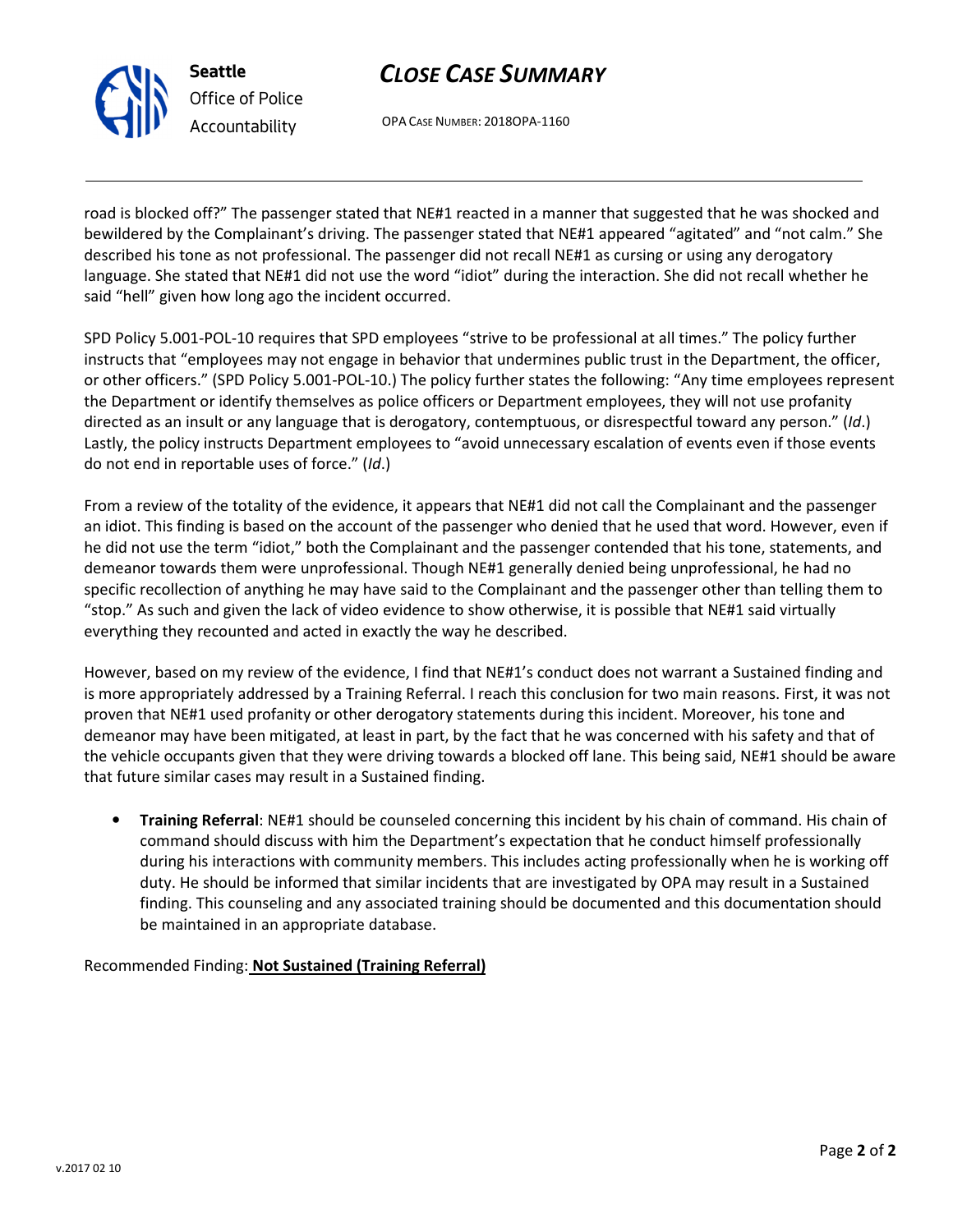road is blocked off?" The passenger stated that NE#1 reacted in a manner that suggested that he was shocked and bewildered by the Complainant's driving. The passenger stated that NE#1 appeared "agitated" and "not calm." She described his tone as not professional. The passenger did not recall NE#1 as cursing or using any derogatory language. She stated that NE#1 did not use the word "idiot" during the interaction. She did not recall whether he said "hell" given how long ago the incident occurred.

SPD Policy 5.001-POL-10 requires that SPD employees "strive to be professional at all times." The policy further instructs that "employees may not engage in behavior that undermines public trust in the Department, the officer, or other officers." (SPD Policy 5.001-POL-10.) The policy further states the following: "Any time employees represent the Department or identify themselves as police officers or Department employees, they will not use profanity directed as an insult or any language that is derogatory, contemptuous, or disrespectful toward any person." (*Id*.) Lastly, the policy instructs Department employees to "avoid unnecessary escalation of events even if those events do not end in reportable uses of force." (*Id*.)

From a review of the totality of the evidence, it appears that NE#1 did not call the Complainant and the passenger an idiot. This finding is based on the account of the passenger who denied that he used that word. However, even if he did not use the term "idiot," both the Complainant and the passenger contended that his tone, statements, and demeanor towards them were unprofessional. Though NE#1 generally denied being unprofessional, he had no specific recollection of anything he may have said to the Complainant and the passenger other than telling them to "stop." As such and given the lack of video evidence to show otherwise, it is possible that NE#1 said virtually everything they recounted and acted in exactly the way he described.

However, based on my review of the evidence, I find that NE#1's conduct does not warrant a Sustained finding and is more appropriately addressed by a Training Referral. I reach this conclusion for two main reasons. First, it was not proven that NE#1 used profanity or other derogatory statements during this incident. Moreover, his tone and demeanor may have been mitigated, at least in part, by the fact that he was concerned with his safety and that of the vehicle occupants given that they were driving towards a blocked off lane. This being said, NE#1 should be aware that future similar cases may result in a Sustained finding.

- **Training Referral**: NE#1 should be counseled concerning this incident by his chain of command. His chain of command should discuss with him the Department's expectation that he conduct himself professionally during his interactions with community members. This includes acting professionally when he is working off duty. He should be informed that similar incidents that are investigated by OPA may result in a Sustained finding. This counseling and any associated training should be documented and this documentation should be maintained in an appropriate database.

Recommended Finding: **Not Sustained (Training Referral)**